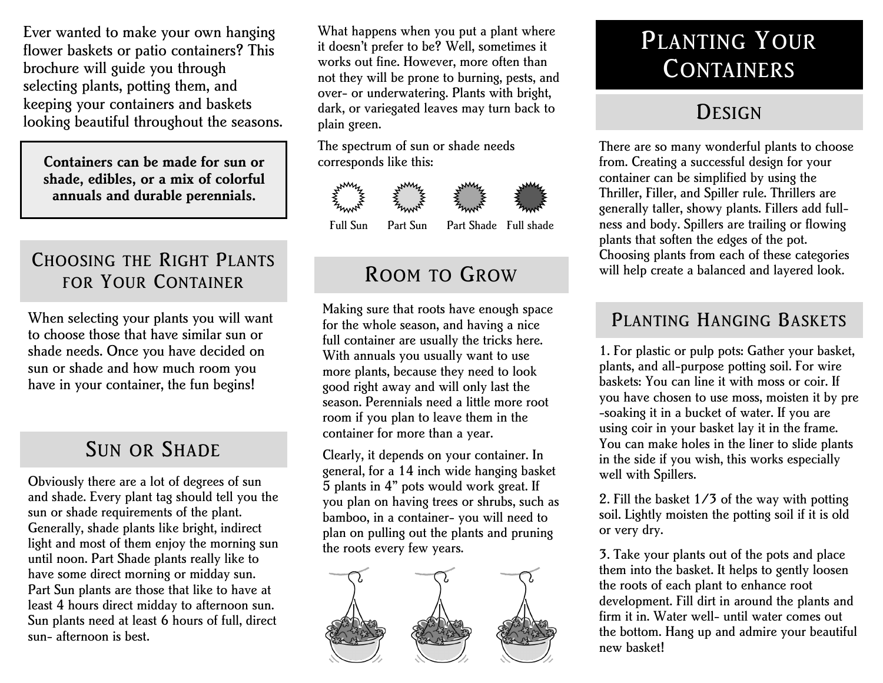Ever wanted to make your own hanging flower baskets or patio containers? This brochure will guide you through selecting plants, potting them, and keeping your containers and baskets looking beautiful throughout the seasons.

**Containers can be made for sun or shade, edibles, or a mix of colorful annuals and durable perennials.**

## Choosing the Right Plants for Your Container

When selecting your plants you will want to choose those that have similar sun or shade needs. Once you have decided on sun or shade and how much room you have in your container, the fun begins!

## Sun or Shade

Obviously there are a lot of degrees of sun and shade. Every plant tag should tell you the sun or shade requirements of the plant. Generally, shade plants like bright, indirect light and most of them enjoy the morning sun until noon. Part Shade plants really like to have some direct morning or midday sun. Part Sun plants are those that like to have at least 4 hours direct midday to afternoon sun. Sun plants need at least 6 hours of full, direct sun- afternoon is best.

What happens when you put a plant where it doesn't prefer to be? Well, sometimes it works out fine. However, more often than not they will be prone to burning, pests, and over- or underwatering. Plants with bright, dark, or variegated leaves may turn back to plain green.

The spectrum of sun or shade needs corresponds like this:

Full Sun    Part Sun    Part Shade    Full shade

## Room to Grow

Making sure that roots have enough space for the whole season, and having a nice full container are usually the tricks here. With annuals you usually want to use more plants, because they need to look good right away and will only last the season. Perennials need a little more root room if you plan to leave them in the container for more than a year.

Clearly, it depends on your container. In general, for a 14 inch wide hanging basket 5 plants in 4" pots would work great. If you plan on having trees or shrubs, such as bamboo, in a container- you will need to plan on pulling out the plants and pruning the roots every few years.

# Planting Your Containers

## Design

There are so many wonderful plants to choose from. Creating a successful design for your container can be simplified by using the Thriller, Filler, and Spiller rule. Thrillers are generally taller, showy plants. Fillers add fullness and body. Spillers are trailing or flowing plants that soften the edges of the pot. Choosing plants from each of these categories will help create a balanced and layered look.

## Planting Hanging Baskets

1. For plastic or pulp pots: Gather your basket, plants, and all-purpose potting soil. For wire baskets: You can line it with moss or coir. If you have chosen to use moss, moisten it by pre-soaking it in a bucket of water. If you are using coir in your basket lay it in the frame. You can make holes in the liner to slide plants in the side if you wish, this works especially well with Spillers.

2. Fill the basket 1/3 of the way with potting soil. Lightly moisten the potting soil if it is old or very dry.

3. Take your plants out of the pots and place them into the basket. It helps to gently loosen the roots of each plant to enhance root development. Fill dirt in around the plants and firm it in. Water well- until water comes out the bottom. Hang up and admire your beautiful new basket!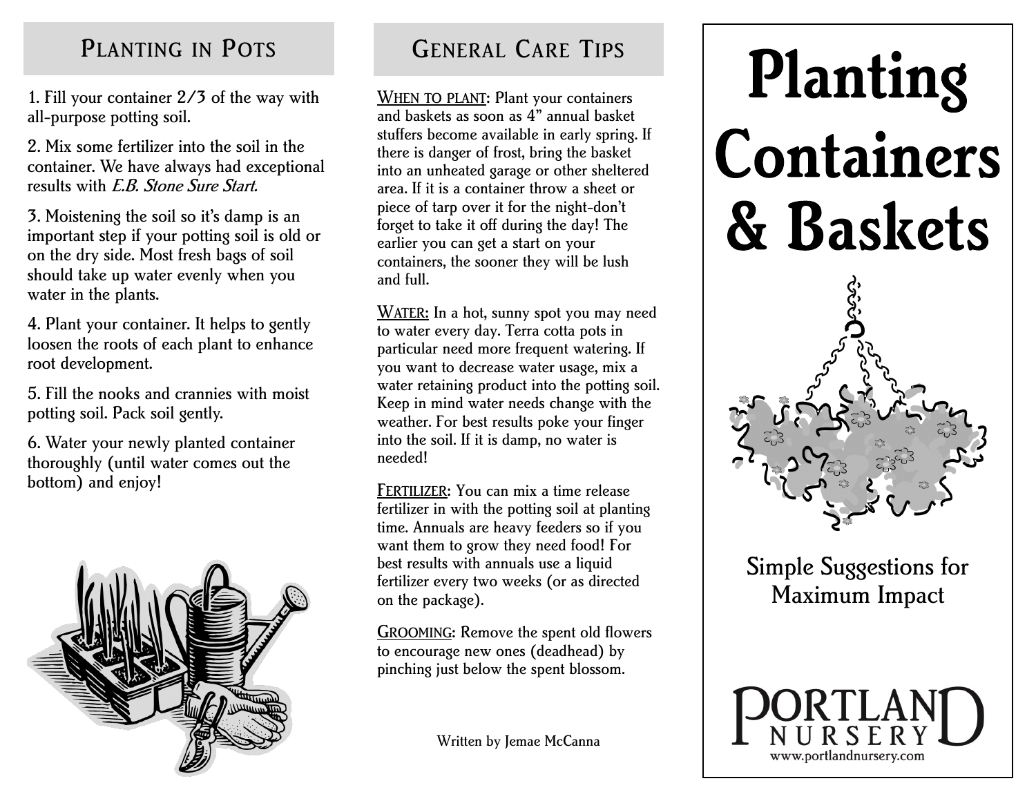## Planting in Pots

1. Fill your container 2/3 of the way with all-purpose potting soil.

2. Mix some fertilizer into the soil in the container. We have always had exceptional results with *E.B. Stone Sure Start.*

3. Moistening the soil so it's damp is an important step if your potting soil is old or on the dry side. Most fresh bags of soil should take up water evenly when you water in the plants.

4. Plant your container. It helps to gently loosen the roots of each plant to enhance root development.

5. Fill the nooks and crannies with moist potting soil. Pack soil gently.

6. Water your newly planted container thoroughly (until water comes out the bottom) and enjoy!

## General Care Tips

WHEN TO PLANT: Plant your containers and baskets as soon as 4" annual basket stuffers become available in early spring. If there is danger of frost, bring the basket into an unheated garage or other sheltered area. If it is a container throw a sheet or piece of tarp over it for the night–don't forget to take it off during the day! The earlier you can get a start on your containers, the sooner they will be lush and full.

WATER: In a hot, sunny spot you may need to water every day. Terra cotta pots in particular need more frequent watering. If you want to decrease water usage, mix a water retaining product into the potting soil. Keep in mind water needs change with the weather. For best results poke your finger into the soil. If it is damp, no water is needed!

FERTILIZER: You can mix a time release fertilizer in with the potting soil at planting time. Annuals are heavy feeders so if you want them to grow they need food! For best results with annuals use a liquid fertilizer every two weeks (or as directed on the package).

GROOMING: Remove the spent old flowers to encourage new ones (deadhead) by pinching just below the spent blossom.

Written by Jemae McCanna

# Planting Containers & Baskets

Simple Suggestions for Maximum Impact

PORTLAND NURSERY
www.portlandnursery.com